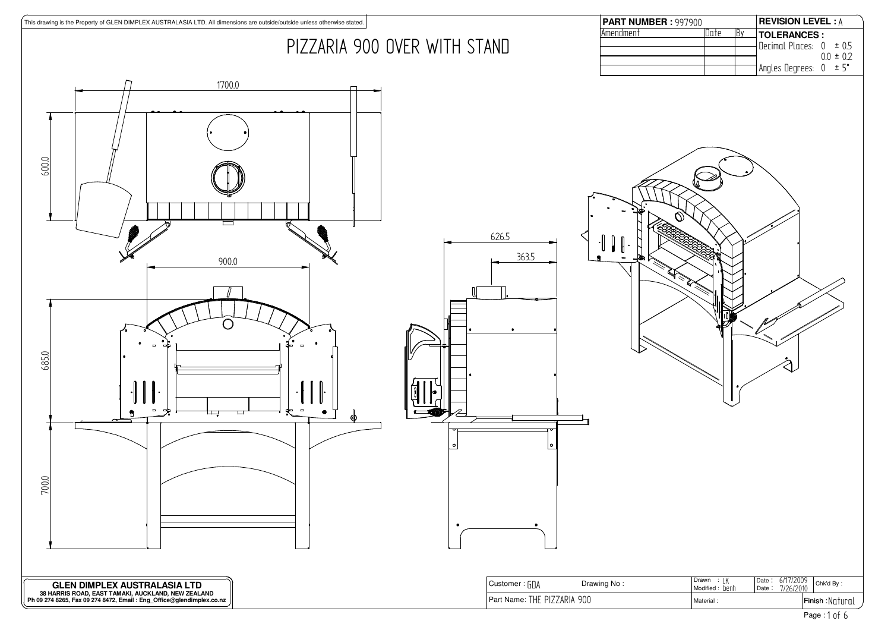This drawing is the Property of GLEN DIMPLEX AUSTRALASIA LTD. All dimensions are outside/outside unless otherwise stated.

# PIZZARIA 900 OVER WITH STAND

| PART NUMBER : 997900 | | | REVISION LEVEL : A |
|---|---|---|---|
| Amendment | Date | By | TOLERANCES : |
| | | | Decimal Places: 0 ± 0.5 |
| | | | 0.0 ± 0.2 |
| | | | Angles Degrees: 0 ± 5° |

1700.0

600.0

900.0

685.0

700.0

626.5

363.5

**GLEN DIMPLEX AUSTRALASIA LTD**
38 HARRIS ROAD, EAST TAMAKI, AUCKLAND, NEW ZEALAND
Ph 09 274 8265, Fax 09 274 8472, Email : Eng_Office@glendimplex.co.nz

| Customer : GDA | Drawing No : | Drawn : LK<br>Modified : benh | Date : 6/17/2009<br>Date : 7/26/2010 | Chk'd By : |
|---|---|---|---|---|
| Part Name: THE PIZZARIA 900 | | Material : | | Finish : Natural |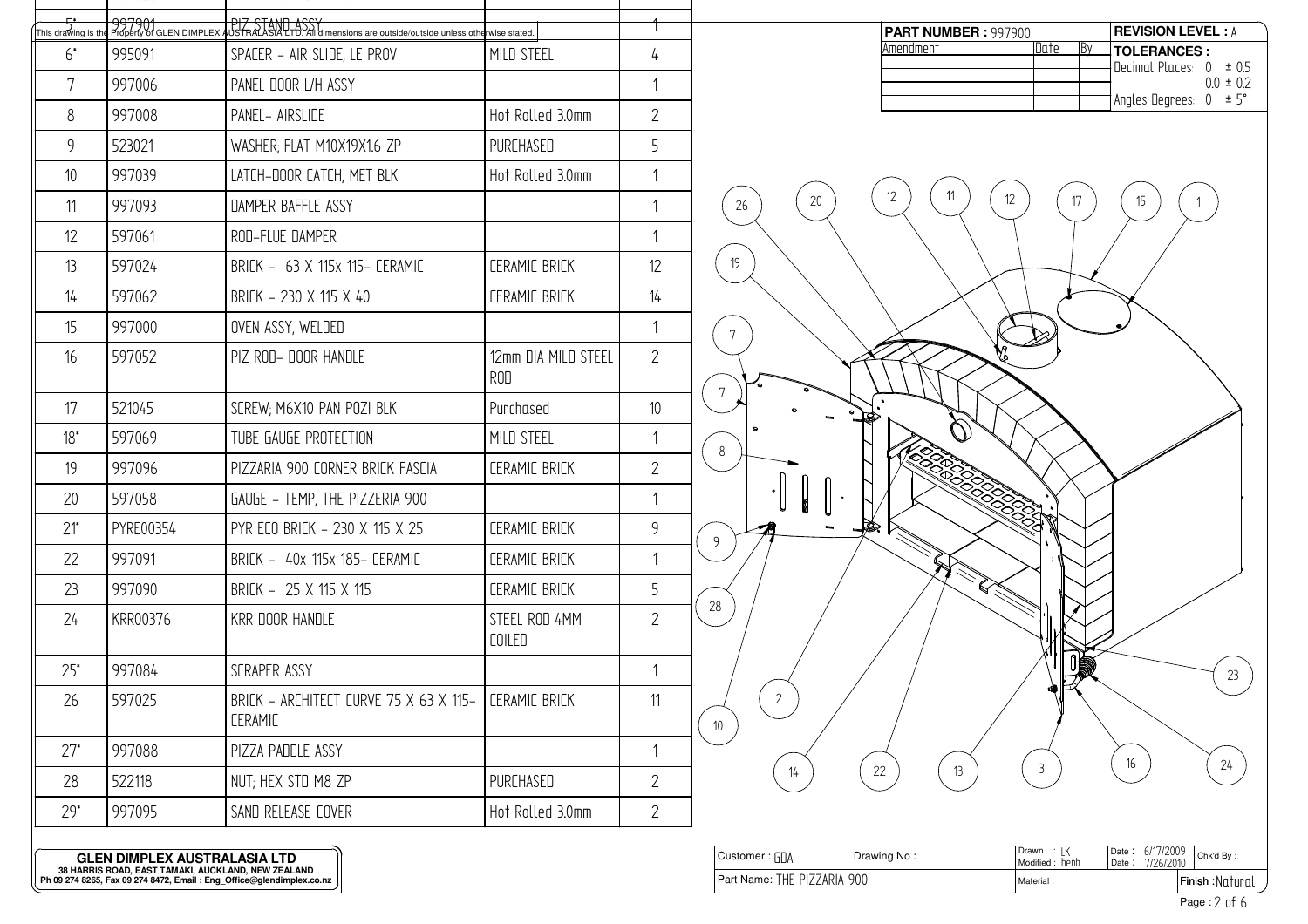| | | | | |
|---|---|---|---|---|
| 5* | 997901 | PIZ STAND ASSY | | 1 |
| 6* | 995091 | SPACER - AIR SLIDE, LE PROV | MILD STEEL | 4 |
| 7 | 997006 | PANEL DOOR L/H ASSY | | 1 |
| 8 | 997008 | PANEL- AIRSLIDE | Hot Rolled 3.0mm | 2 |
| 9 | 523021 | WASHER; FLAT M10X19X1.6 ZP | PURCHASED | 5 |
| 10 | 997039 | LATCH-DOOR CATCH, MET BLK | Hot Rolled 3.0mm | 1 |
| 11 | 997093 | DAMPER BAFFLE ASSY | | 1 |
| 12 | 597061 | ROD-FLUE DAMPER | | 1 |
| 13 | 597024 | BRICK - 63 X 115x 115- CERAMIC | CERAMIC BRICK | 12 |
| 14 | 597062 | BRICK - 230 X 115 X 40 | CERAMIC BRICK | 14 |
| 15 | 997000 | OVEN ASSY, WELDED | | 1 |
| 16 | 597052 | PIZ ROD- DOOR HANDLE | 12mm DIA MILD STEEL ROD | 2 |
| 17 | 521045 | SCREW; M6X10 PAN POZI BLK | Purchased | 10 |
| 18* | 597069 | TUBE GAUGE PROTECTION | MILD STEEL | 1 |
| 19 | 997096 | PIZZARIA 900 CORNER BRICK FASCIA | CERAMIC BRICK | 2 |
| 20 | 597058 | GAUGE - TEMP, THE PIZZERIA 900 | | 1 |
| 21* | PYRE00354 | PYR ECO BRICK - 230 X 115 X 25 | CERAMIC BRICK | 9 |
| 22 | 997091 | BRICK - 40x 115x 185- CERAMIC | CERAMIC BRICK | 1 |
| 23 | 997090 | BRICK - 25 X 115 X 115 | CERAMIC BRICK | 5 |
| 24 | KRR00376 | KRR DOOR HANDLE | STEEL ROD 4MM COILED | 2 |
| 25* | 997084 | SCRAPER ASSY | | 1 |
| 26 | 597025 | BRICK - ARCHITECT CURVE 75 X 63 X 115- CERAMIC | CERAMIC BRICK | 11 |
| 27* | 997088 | PIZZA PADDLE ASSY | | 1 |
| 28 | 522118 | NUT; HEX STD M8 ZP | PURCHASED | 2 |
| 29* | 997095 | SAND RELEASE COVER | Hot Rolled 3.0mm | 2 |

This drawing is the Property of GLEN DIMPLEX AUSTRALASIA LTD. All dimensions are outside/outside unless otherwise stated.

**PART NUMBER :** 997900

**REVISION LEVEL :** A

| Amendment | Date | By |
|---|---|---|
| | | |
| | | |
| | | |

**TOLERANCES :**
Decimal Places: 0 ± 0.5, 0.0 ± 0.2
Angles Degrees: 0 ± 5°

26 20 12 11 12 17 15 1 19 7 7 8 9 28 2 10 14 22 13 3 16 24 23

**GLEN DIMPLEX AUSTRALASIA LTD**
**38 HARRIS ROAD, EAST TAMAKI, AUCKLAND, NEW ZEALAND**
**Ph 09 274 8265, Fax 09 274 8472, Email : Eng_Office@glendimplex.co.nz**

| | | | | |
|---|---|---|---|---|
| Customer : GDA | Drawing No : | Drawn : LK / Modified : benh | Date : 6/17/2009 / Date : 7/26/2010 | Chk'd By : |
| Part Name: THE PIZZARIA 900 | | Material : | | Finish : Natural |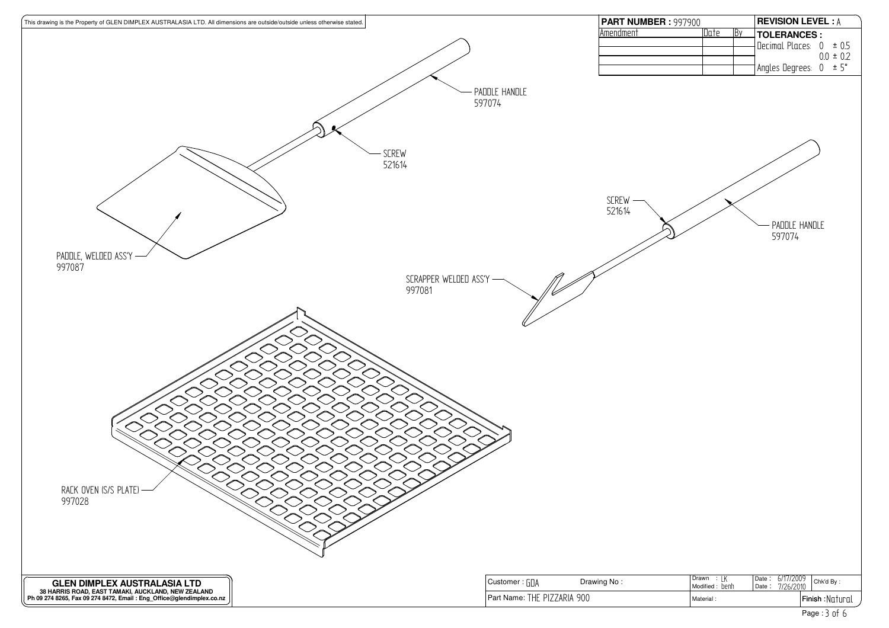This drawing is the Property of GLEN DIMPLEX AUSTRALASIA LTD. All dimensions are outside/outside unless otherwise stated.

| **PART NUMBER :** 997900 | | | **REVISION LEVEL :** A |
|---|---|---|---|
| Amendment | Date | By | **TOLERANCES :** |
| | | | Decimal Places: 0 ± 0.5 |
| | | | 0.0 ± 0.2 |
| | | | Angles Degrees: 0 ± 5° |

PADDLE HANDLE
597074

SCREW
521614

PADDLE, WELDED ASS'Y
997087

SCREW
521614

PADDLE HANDLE
597074

SCRAPPER WELDED ASS'Y
997081

RACK OVEN (S/S PLATE)
997028

**GLEN DIMPLEX AUSTRALASIA LTD**
**38 HARRIS ROAD, EAST TAMAKI, AUCKLAND, NEW ZEALAND**
**Ph 09 274 8265, Fax 09 274 8472, Email : Eng_Office@glendimplex.co.nz**

| Customer : GDA | Drawing No : | Drawn : LK<br>Modified : benh | Date : 6/17/2009<br>Date : 7/26/2010 | Chk'd By : |
|---|---|---|---|---|
| Part Name: THE PIZZARIA 900 | | Material : | | **Finish :** Natural |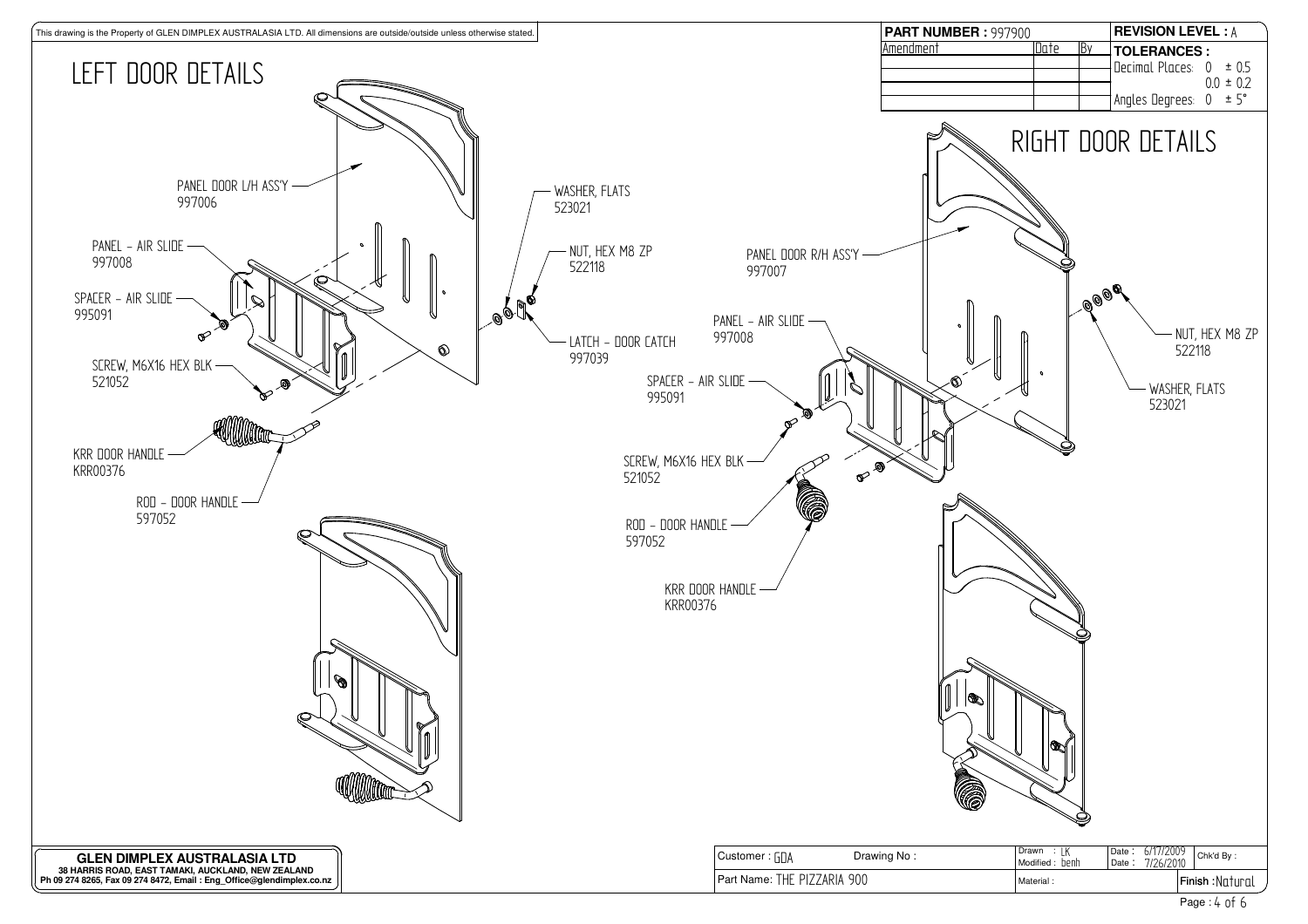This drawing is the Property of GLEN DIMPLEX AUSTRALASIA LTD. All dimensions are outside/outside unless otherwise stated.

| PART NUMBER : 997900 | | | REVISION LEVEL : A |
|---|---|---|---|
| Amendment | Date | By | TOLERANCES : |
| | | | Decimal Places: 0 ± 0.5 |
| | | | 0.0 ± 0.2 |
| | | | Angles Degrees: 0 ± 5° |

# LEFT DOOR DETAILS

- PANEL DOOR L/H ASS'Y 997006
- PANEL - AIR SLIDE 997008
- SPACER - AIR SLIDE 995091
- SCREW, M6X16 HEX BLK 521052
- KRR DOOR HANDLE KRR00376
- ROD - DOOR HANDLE 597052
- WASHER, FLATS 523021
- NUT, HEX M8 ZP 522118
- LATCH - DOOR CATCH 997039

# RIGHT DOOR DETAILS

- PANEL DOOR R/H ASS'Y 997007
- PANEL - AIR SLIDE 997008
- SPACER - AIR SLIDE 995091
- SCREW, M6X16 HEX BLK 521052
- ROD - DOOR HANDLE 597052
- KRR DOOR HANDLE KRR00376
- NUT, HEX M8 ZP 522118
- WASHER, FLATS 523021

**GLEN DIMPLEX AUSTRALASIA LTD**
**38 HARRIS ROAD, EAST TAMAKI, AUCKLAND, NEW ZEALAND**
**Ph 09 274 8265, Fax 09 274 8472, Email : Eng_Office@glendimplex.co.nz**

| Customer : GDA | Drawing No : | Drawn : LK / Modified : benh | Date : 6/17/2009 / Date : 7/26/2010 | Chk'd By : |
|---|---|---|---|---|
| Part Name: THE PIZZARIA 900 | | Material : | | Finish : Natural |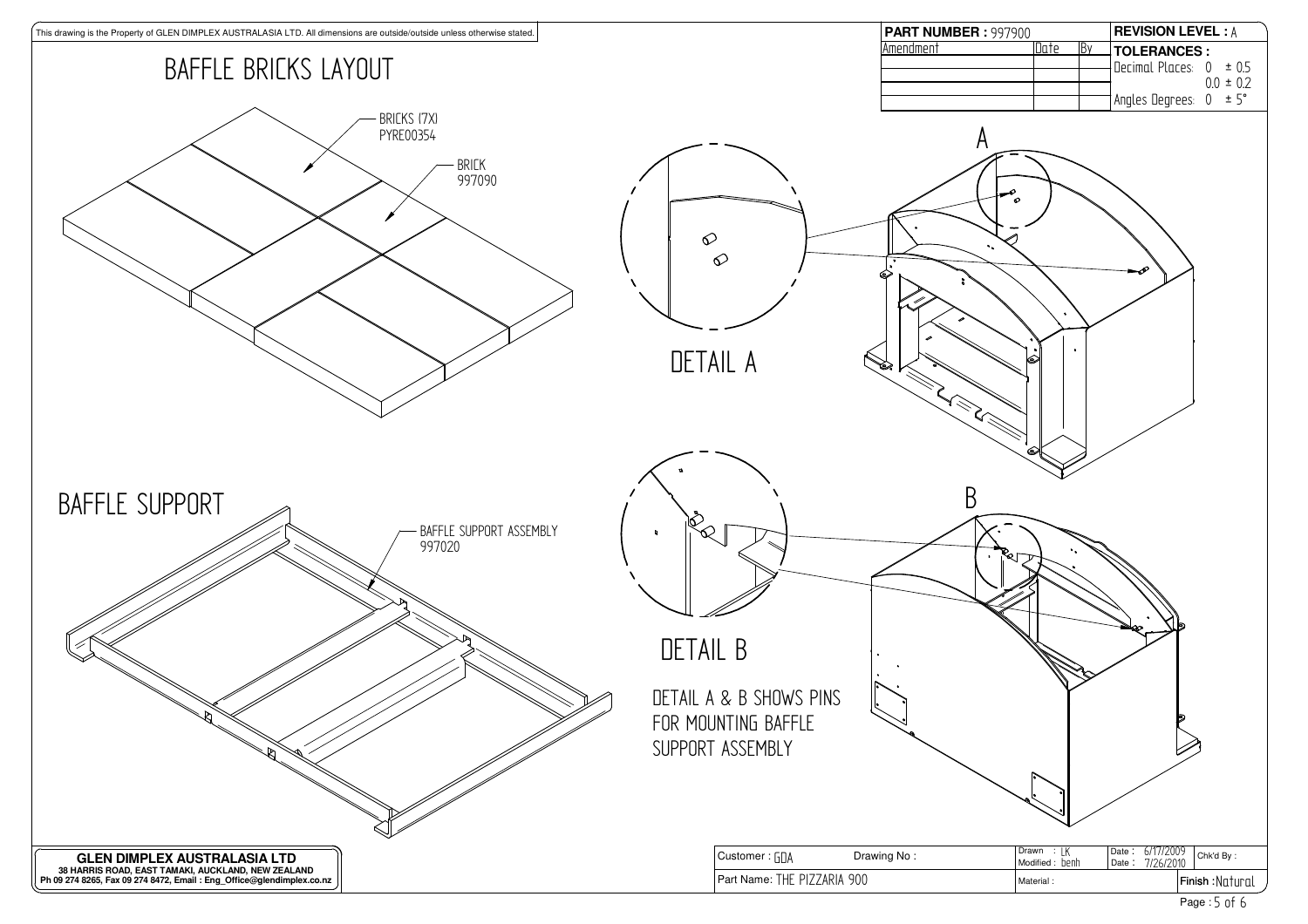This drawing is the Property of GLEN DIMPLEX AUSTRALASIA LTD. All dimensions are outside/outside unless otherwise stated.

| PART NUMBER : 997900 | | | REVISION LEVEL : A |
|---|---|---|---|
| Amendment | Date | By | TOLERANCES : |
| | | | Decimal Places: 0 ± 0.5 |
| | | | 0.0 ± 0.2 |
| | | | Angles Degrees: 0 ± 5° |

# BAFFLE BRICKS LAYOUT

BRICKS (7X) PYRE00354

BRICK 997090

# BAFFLE SUPPORT

BAFFLE SUPPORT ASSEMBLY 997020

A

DETAIL A

B

DETAIL B

DETAIL A & B SHOWS PINS FOR MOUNTING BAFFLE SUPPORT ASSEMBLY

**GLEN DIMPLEX AUSTRALASIA LTD**
**38 HARRIS ROAD, EAST TAMAKI, AUCKLAND, NEW ZEALAND**
**Ph 09 274 8265, Fax 09 274 8472, Email : Eng_Office@glendimplex.co.nz**

| Customer : GDA | Drawing No : | Drawn : LK<br>Modified : benh | Date : 6/17/2009<br>Date : 7/26/2010 | Chk'd By : |
|---|---|---|---|---|
| Part Name: THE PIZZARIA 900 | | Material : | | Finish : Natural |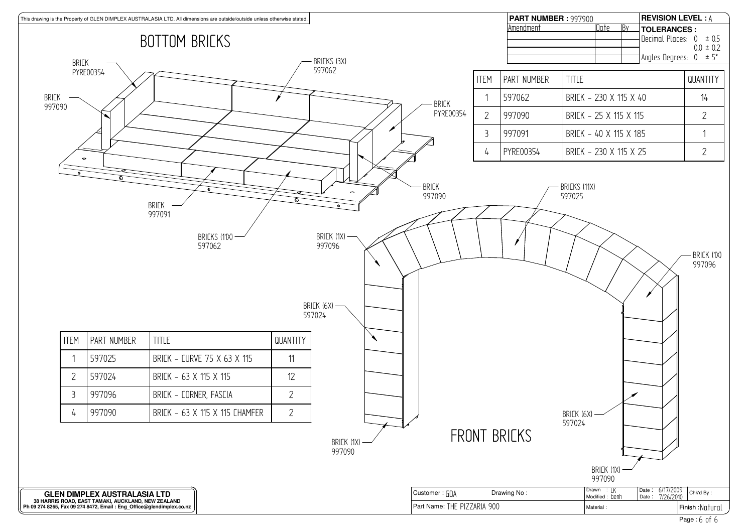This drawing is the Property of GLEN DIMPLEX AUSTRALASIA LTD. All dimensions are outside/outside unless otherwise stated.

| PART NUMBER : 997900 | | | REVISION LEVEL : A |
|---|---|---|---|
| Amendment | Date | By | TOLERANCES : |
| | | | Decimal Places: 0 ± 0.5 |
| | | | 0.0 ± 0.2 |
| | | | Angles Degrees: 0 ± 5° |

## BOTTOM BRICKS

BRICK PYRE00354

BRICKS (3X) 597062

BRICK 997090

BRICK PYRE00354

BRICK 997090

BRICK 997091

BRICKS (11X) 597062

| ITEM | PART NUMBER | TITLE | QUANTITY |
|---|---|---|---|
| 1 | 597062 | BRICK - 230 X 115 X 40 | 14 |
| 2 | 997090 | BRICK - 25 X 115 X 115 | 2 |
| 3 | 997091 | BRICK - 40 X 115 X 185 | 1 |
| 4 | PYRE00354 | BRICK - 230 X 115 X 25 | 2 |

## FRONT BRICKS

BRICKS (11X) 597025

BRICK (1X) 997096

BRICK (1X) 997096

BRICK (6X) 597024

BRICK (6X) 597024

BRICK (1X) 997090

BRICK (1X) 997090

| ITEM | PART NUMBER | TITLE | QUANTITY |
|---|---|---|---|
| 1 | 597025 | BRICK - CURVE 75 X 63 X 115 | 11 |
| 2 | 597024 | BRICK - 63 X 115 X 115 | 12 |
| 3 | 997096 | BRICK - CORNER, FASCIA | 2 |
| 4 | 997090 | BRICK - 63 X 115 X 115 CHAMFER | 2 |

**GLEN DIMPLEX AUSTRALASIA LTD**
**38 HARRIS ROAD, EAST TAMAKI, AUCKLAND, NEW ZEALAND**
**Ph 09 274 8265, Fax 09 274 8472, Email : Eng_Office@glendimplex.co.nz**

| | | | | |
|---|---|---|---|---|
| Customer : GDA | Drawing No : | Drawn : LK / Modified : benh | Date : 6/17/2009 / Date : 7/26/2010 | Chk'd By : |
| Part Name: THE PIZZARIA 900 | | Material : | | Finish : Natural |